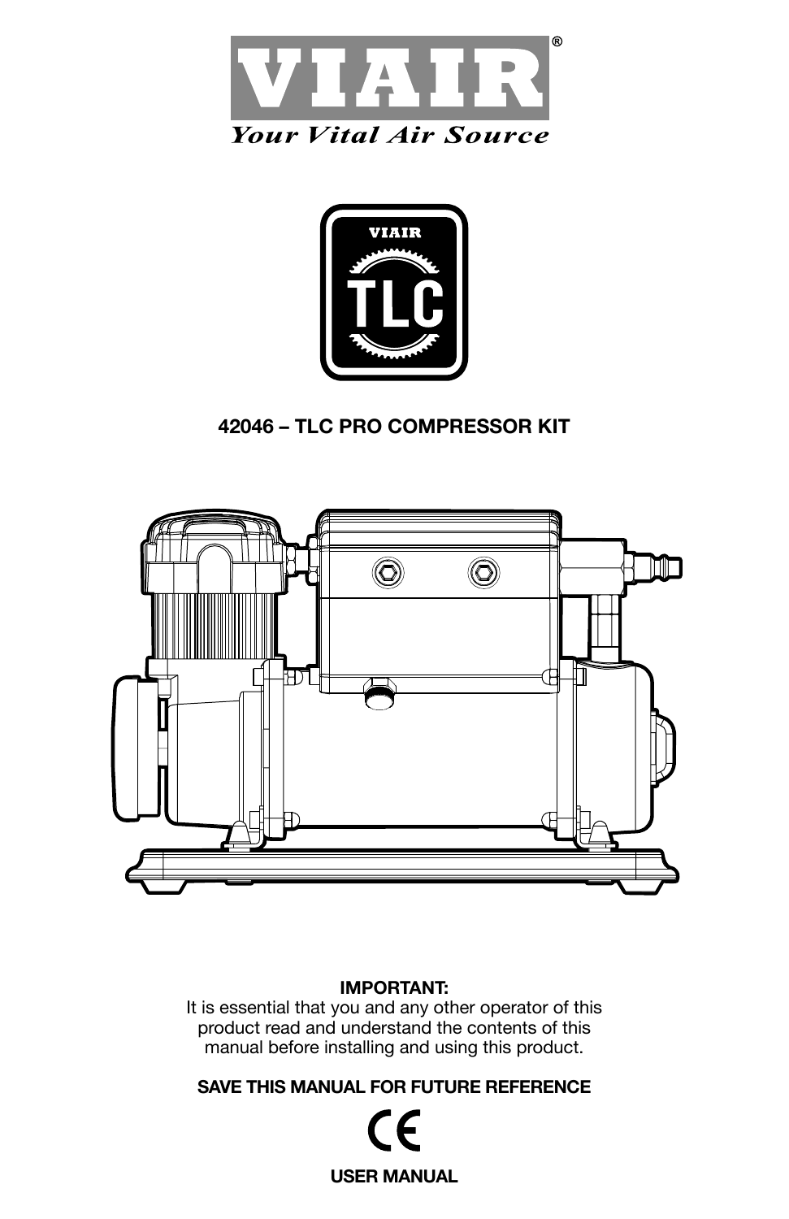# VIAIR®

*Your Vital Air Source*

VIAIR

TLC

## 42046 – TLC PRO COMPRESSOR KIT

**IMPORTANT:**
It is essential that you and any other operator of this product read and understand the contents of this manual before installing and using this product.

**SAVE THIS MANUAL FOR FUTURE REFERENCE**

CE

**USER MANUAL**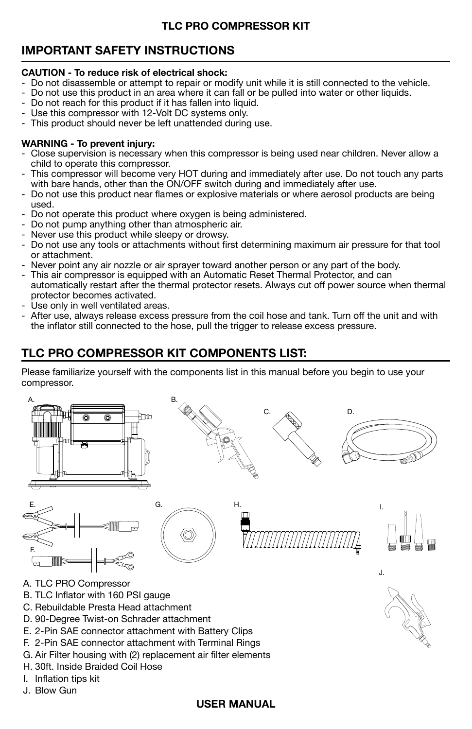**TLC PRO COMPRESSOR KIT**

## IMPORTANT SAFETY INSTRUCTIONS

**CAUTION - To reduce risk of electrical shock:**

- Do not disassemble or attempt to repair or modify unit while it is still connected to the vehicle.
- Do not use this product in an area where it can fall or be pulled into water or other liquids.
- Do not reach for this product if it has fallen into liquid.
- Use this compressor with 12-Volt DC systems only.
- This product should never be left unattended during use.

**WARNING - To prevent injury:**

- Close supervision is necessary when this compressor is being used near children. Never allow a child to operate this compressor.
- This compressor will become very HOT during and immediately after use. Do not touch any parts with bare hands, other than the ON/OFF switch during and immediately after use.
- Do not use this product near flames or explosive materials or where aerosol products are being used.
- Do not operate this product where oxygen is being administered.
- Do not pump anything other than atmospheric air.
- Never use this product while sleepy or drowsy.
- Do not use any tools or attachments without first determining maximum air pressure for that tool or attachment.
- Never point any air nozzle or air sprayer toward another person or any part of the body.
- This air compressor is equipped with an Automatic Reset Thermal Protector, and can automatically restart after the thermal protector resets. Always cut off power source when thermal protector becomes activated.
- Use only in well ventilated areas.
- After use, always release excess pressure from the coil hose and tank. Turn off the unit and with the inflator still connected to the hose, pull the trigger to release excess pressure.

## TLC PRO COMPRESSOR KIT COMPONENTS LIST:

Please familiarize yourself with the components list in this manual before you begin to use your compressor.

A. TLC PRO Compressor
B. TLC Inflator with 160 PSI gauge
C. Rebuildable Presta Head attachment
D. 90-Degree Twist-on Schrader attachment
E. 2-Pin SAE connector attachment with Battery Clips
F. 2-Pin SAE connector attachment with Terminal Rings
G. Air Filter housing with (2) replacement air filter elements
H. 30ft. Inside Braided Coil Hose
I. Inflation tips kit
J. Blow Gun

**USER MANUAL**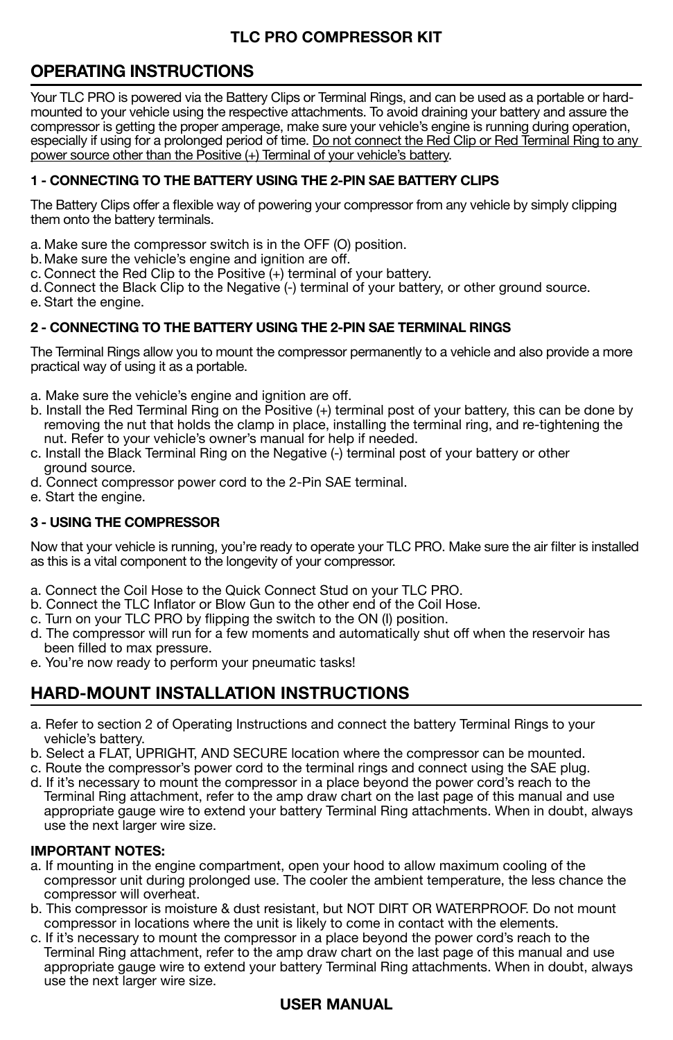# TLC PRO COMPRESSOR KIT

## OPERATING INSTRUCTIONS

Your TLC PRO is powered via the Battery Clips or Terminal Rings, and can be used as a portable or hard-mounted to your vehicle using the respective attachments. To avoid draining your battery and assure the compressor is getting the proper amperage, make sure your vehicle's engine is running during operation, especially if using for a prolonged period of time. <u>Do not connect the Red Clip or Red Terminal Ring to any power source other than the Positive (+) Terminal of your vehicle's battery</u>.

### 1 - CONNECTING TO THE BATTERY USING THE 2-PIN SAE BATTERY CLIPS

The Battery Clips offer a flexible way of powering your compressor from any vehicle by simply clipping them onto the battery terminals.

a. Make sure the compressor switch is in the OFF (O) position.
b. Make sure the vehicle's engine and ignition are off.
c. Connect the Red Clip to the Positive (+) terminal of your battery.
d. Connect the Black Clip to the Negative (-) terminal of your battery, or other ground source.
e. Start the engine.

### 2 - CONNECTING TO THE BATTERY USING THE 2-PIN SAE TERMINAL RINGS

The Terminal Rings allow you to mount the compressor permanently to a vehicle and also provide a more practical way of using it as a portable.

a. Make sure the vehicle's engine and ignition are off.
b. Install the Red Terminal Ring on the Positive (+) terminal post of your battery, this can be done by removing the nut that holds the clamp in place, installing the terminal ring, and re-tightening the nut. Refer to your vehicle's owner's manual for help if needed.
c. Install the Black Terminal Ring on the Negative (-) terminal post of your battery or other ground source.
d. Connect compressor power cord to the 2-Pin SAE terminal.
e. Start the engine.

### 3 - USING THE COMPRESSOR

Now that your vehicle is running, you're ready to operate your TLC PRO. Make sure the air filter is installed as this is a vital component to the longevity of your compressor.

a. Connect the Coil Hose to the Quick Connect Stud on your TLC PRO.
b. Connect the TLC Inflator or Blow Gun to the other end of the Coil Hose.
c. Turn on your TLC PRO by flipping the switch to the ON (I) position.
d. The compressor will run for a few moments and automatically shut off when the reservoir has been filled to max pressure.
e. You're now ready to perform your pneumatic tasks!

## HARD-MOUNT INSTALLATION INSTRUCTIONS

a. Refer to section 2 of Operating Instructions and connect the battery Terminal Rings to your vehicle's battery.
b. Select a FLAT, UPRIGHT, AND SECURE location where the compressor can be mounted.
c. Route the compressor's power cord to the terminal rings and connect using the SAE plug.
d. If it's necessary to mount the compressor in a place beyond the power cord's reach to the Terminal Ring attachment, refer to the amp draw chart on the last page of this manual and use appropriate gauge wire to extend your battery Terminal Ring attachments. When in doubt, always use the next larger wire size.

**IMPORTANT NOTES:**

a. If mounting in the engine compartment, open your hood to allow maximum cooling of the compressor unit during prolonged use. The cooler the ambient temperature, the less chance the compressor will overheat.
b. This compressor is moisture & dust resistant, but NOT DIRT OR WATERPROOF. Do not mount compressor in locations where the unit is likely to come in contact with the elements.
c. If it's necessary to mount the compressor in a place beyond the power cord's reach to the Terminal Ring attachment, refer to the amp draw chart on the last page of this manual and use appropriate gauge wire to extend your battery Terminal Ring attachments. When in doubt, always use the next larger wire size.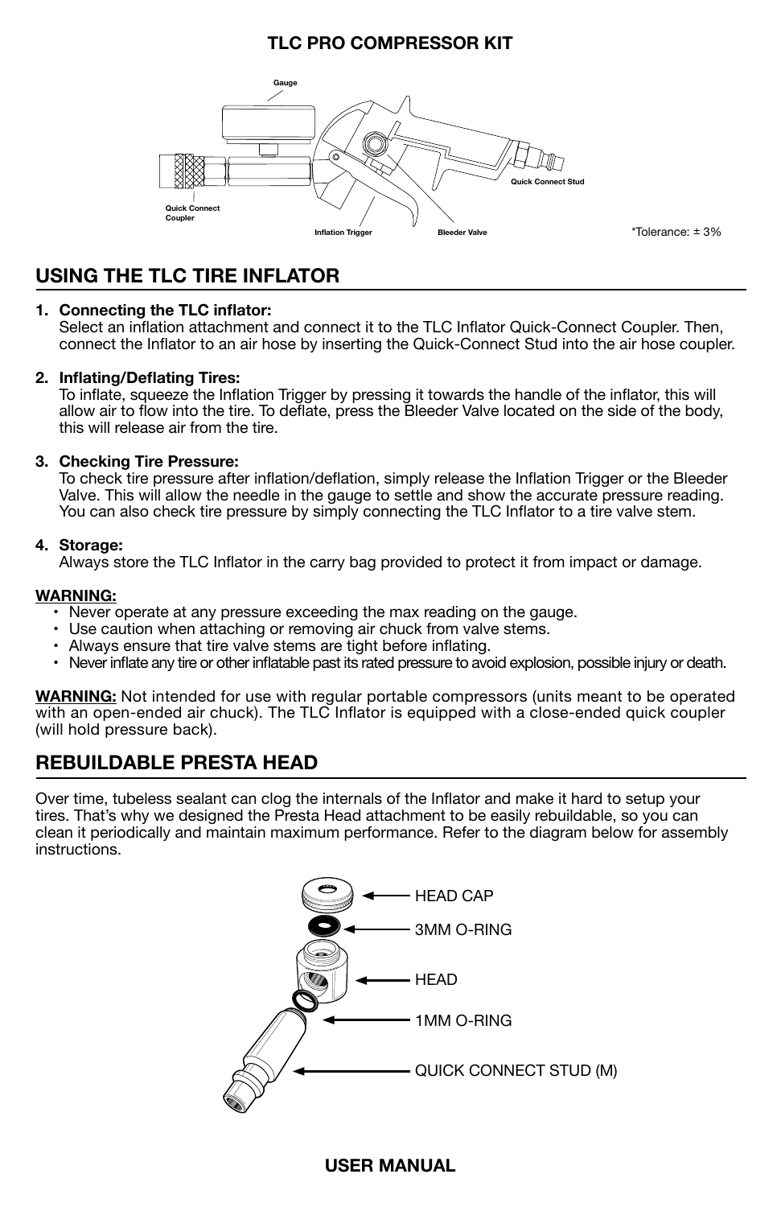## TLC PRO COMPRESSOR KIT

Gauge

Quick Connect Coupler

Inflation Trigger

Bleeder Valve

Quick Connect Stud

*Tolerance: ± 3%

## USING THE TLC TIRE INFLATOR

1. **Connecting the TLC inflator:**
   Select an inflation attachment and connect it to the TLC Inflator Quick-Connect Coupler. Then, connect the Inflator to an air hose by inserting the Quick-Connect Stud into the air hose coupler.

2. **Inflating/Deflating Tires:**
   To inflate, squeeze the Inflation Trigger by pressing it towards the handle of the inflator, this will allow air to flow into the tire. To deflate, press the Bleeder Valve located on the side of the body, this will release air from the tire.

3. **Checking Tire Pressure:**
   To check tire pressure after inflation/deflation, simply release the Inflation Trigger or the Bleeder Valve. This will allow the needle in the gauge to settle and show the accurate pressure reading. You can also check tire pressure by simply connecting the TLC Inflator to a tire valve stem.

4. **Storage:**
   Always store the TLC Inflator in the carry bag provided to protect it from impact or damage.

**WARNING:**

- Never operate at any pressure exceeding the max reading on the gauge.
- Use caution when attaching or removing air chuck from valve stems.
- Always ensure that tire valve stems are tight before inflating.
- Never inflate any tire or other inflatable past its rated pressure to avoid explosion, possible injury or death.

**WARNING:** Not intended for use with regular portable compressors (units meant to be operated with an open-ended air chuck). The TLC Inflator is equipped with a close-ended quick coupler (will hold pressure back).

## REBUILDABLE PRESTA HEAD

Over time, tubeless sealant can clog the internals of the Inflator and make it hard to setup your tires. That's why we designed the Presta Head attachment to be easily rebuildable, so you can clean it periodically and maintain maximum performance. Refer to the diagram below for assembly instructions.

HEAD CAP

3MM O-RING

HEAD

1MM O-RING

QUICK CONNECT STUD (M)

**USER MANUAL**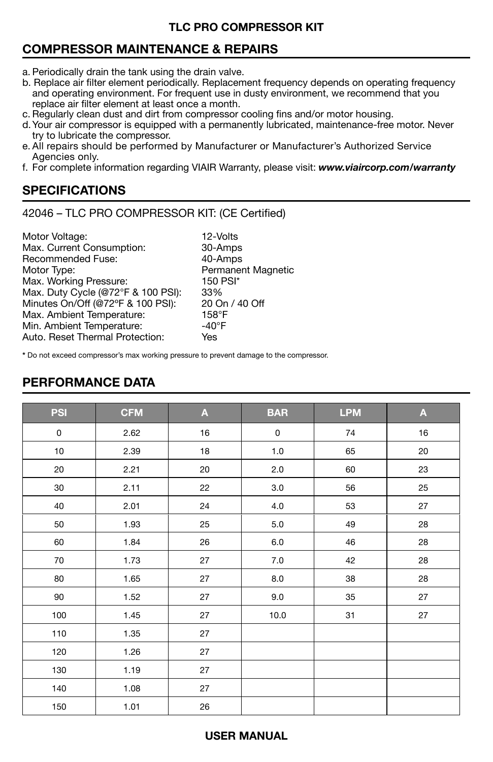## COMPRESSOR MAINTENANCE & REPAIRS

a. Periodically drain the tank using the drain valve.
b. Replace air filter element periodically. Replacement frequency depends on operating frequency and operating environment. For frequent use in dusty environment, we recommend that you replace air filter element at least once a month.
c. Regularly clean dust and dirt from compressor cooling fins and/or motor housing.
d. Your air compressor is equipped with a permanently lubricated, maintenance-free motor. Never try to lubricate the compressor.
e. All repairs should be performed by Manufacturer or Manufacturer's Authorized Service Agencies only.
f. For complete information regarding VIAIR Warranty, please visit: ***www.viaircorp.com/warranty***

## SPECIFICATIONS

42046 – TLC PRO COMPRESSOR KIT: (CE Certified)

| | |
|---|---|
| Motor Voltage: | 12-Volts |
| Max. Current Consumption: | 30-Amps |
| Recommended Fuse: | 40-Amps |
| Motor Type: | Permanent Magnetic |
| Max. Working Pressure: | 150 PSI* |
| Max. Duty Cycle (@72°F & 100 PSI): | 33% |
| Minutes On/Off (@72°F & 100 PSI): | 20 On / 40 Off |
| Max. Ambient Temperature: | 158°F |
| Min. Ambient Temperature: | -40°F |
| Auto. Reset Thermal Protection: | Yes |

**\*** Do not exceed compressor's max working pressure to prevent damage to the compressor.

## PERFORMANCE DATA

| PSI | CFM | A | BAR | LPM | A |
|---|---|---|---|---|---|
| 0 | 2.62 | 16 | 0 | 74 | 16 |
| 10 | 2.39 | 18 | 1.0 | 65 | 20 |
| 20 | 2.21 | 20 | 2.0 | 60 | 23 |
| 30 | 2.11 | 22 | 3.0 | 56 | 25 |
| 40 | 2.01 | 24 | 4.0 | 53 | 27 |
| 50 | 1.93 | 25 | 5.0 | 49 | 28 |
| 60 | 1.84 | 26 | 6.0 | 46 | 28 |
| 70 | 1.73 | 27 | 7.0 | 42 | 28 |
| 80 | 1.65 | 27 | 8.0 | 38 | 28 |
| 90 | 1.52 | 27 | 9.0 | 35 | 27 |
| 100 | 1.45 | 27 | 10.0 | 31 | 27 |
| 110 | 1.35 | 27 | | | |
| 120 | 1.26 | 27 | | | |
| 130 | 1.19 | 27 | | | |
| 140 | 1.08 | 27 | | | |
| 150 | 1.01 | 26 | | | |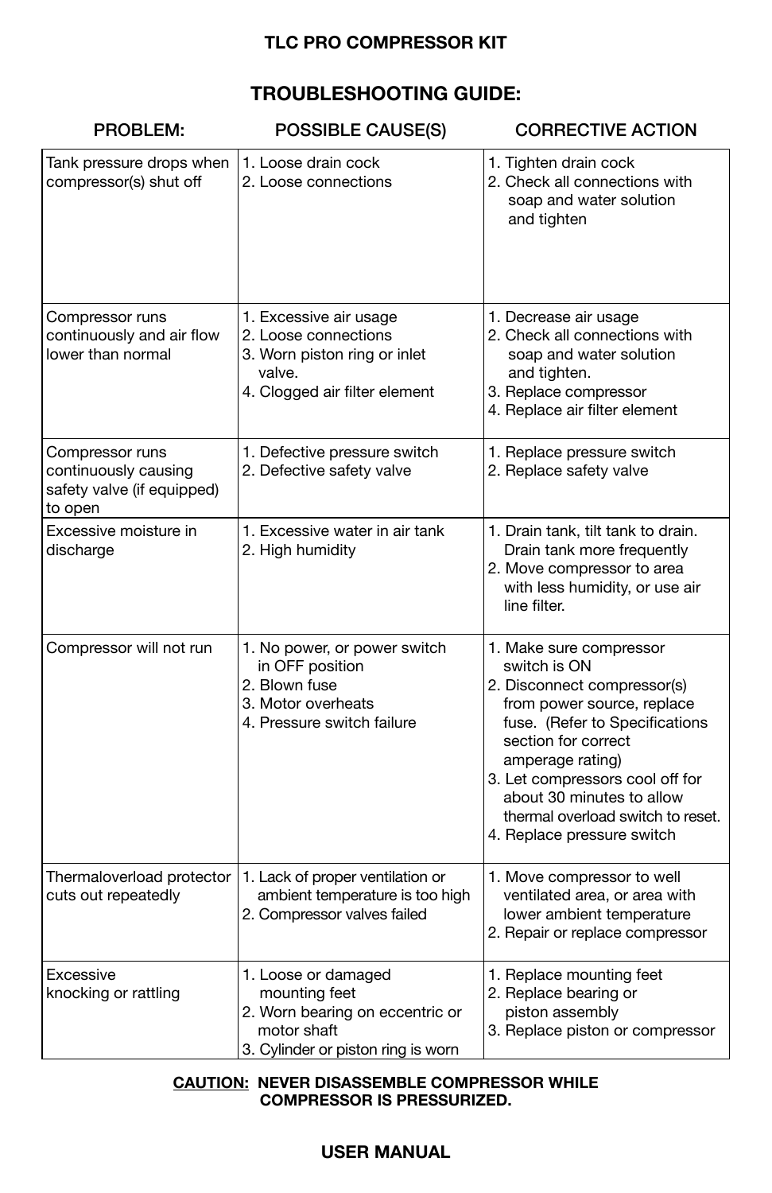# TLC PRO COMPRESSOR KIT

## TROUBLESHOOTING GUIDE:

| PROBLEM: | POSSIBLE CAUSE(S) | CORRECTIVE ACTION |
|---|---|---|
| Tank pressure drops when compressor(s) shut off | 1. Loose drain cock<br>2. Loose connections | 1. Tighten drain cock<br>2. Check all connections with soap and water solution and tighten |
| Compressor runs continuously and air flow lower than normal | 1. Excessive air usage<br>2. Loose connections<br>3. Worn piston ring or inlet valve.<br>4. Clogged air filter element | 1. Decrease air usage<br>2. Check all connections with soap and water solution and tighten.<br>3. Replace compressor<br>4. Replace air filter element |
| Compressor runs continuously causing safety valve (if equipped) to open | 1. Defective pressure switch<br>2. Defective safety valve | 1. Replace pressure switch<br>2. Replace safety valve |
| Excessive moisture in discharge | 1. Excessive water in air tank<br>2. High humidity | 1. Drain tank, tilt tank to drain. Drain tank more frequently<br>2. Move compressor to area with less humidity, or use air line filter. |
| Compressor will not run | 1. No power, or power switch in OFF position<br>2. Blown fuse<br>3. Motor overheats<br>4. Pressure switch failure | 1. Make sure compressor switch is ON<br>2. Disconnect compressor(s) from power source, replace fuse. (Refer to Specifications section for correct amperage rating)<br>3. Let compressors cool off for about 30 minutes to allow thermal overload switch to reset.<br>4. Replace pressure switch |
| Thermaloverload protector cuts out repeatedly | 1. Lack of proper ventilation or ambient temperature is too high<br>2. Compressor valves failed | 1. Move compressor to well ventilated area, or area with lower ambient temperature<br>2. Repair or replace compressor |
| Excessive knocking or rattling | 1. Loose or damaged mounting feet<br>2. Worn bearing on eccentric or motor shaft<br>3. Cylinder or piston ring is worn | 1. Replace mounting feet<br>2. Replace bearing or piston assembly<br>3. Replace piston or compressor |

**<u>CAUTION:</u> NEVER DISASSEMBLE COMPRESSOR WHILE COMPRESSOR IS PRESSURIZED.**

**USER MANUAL**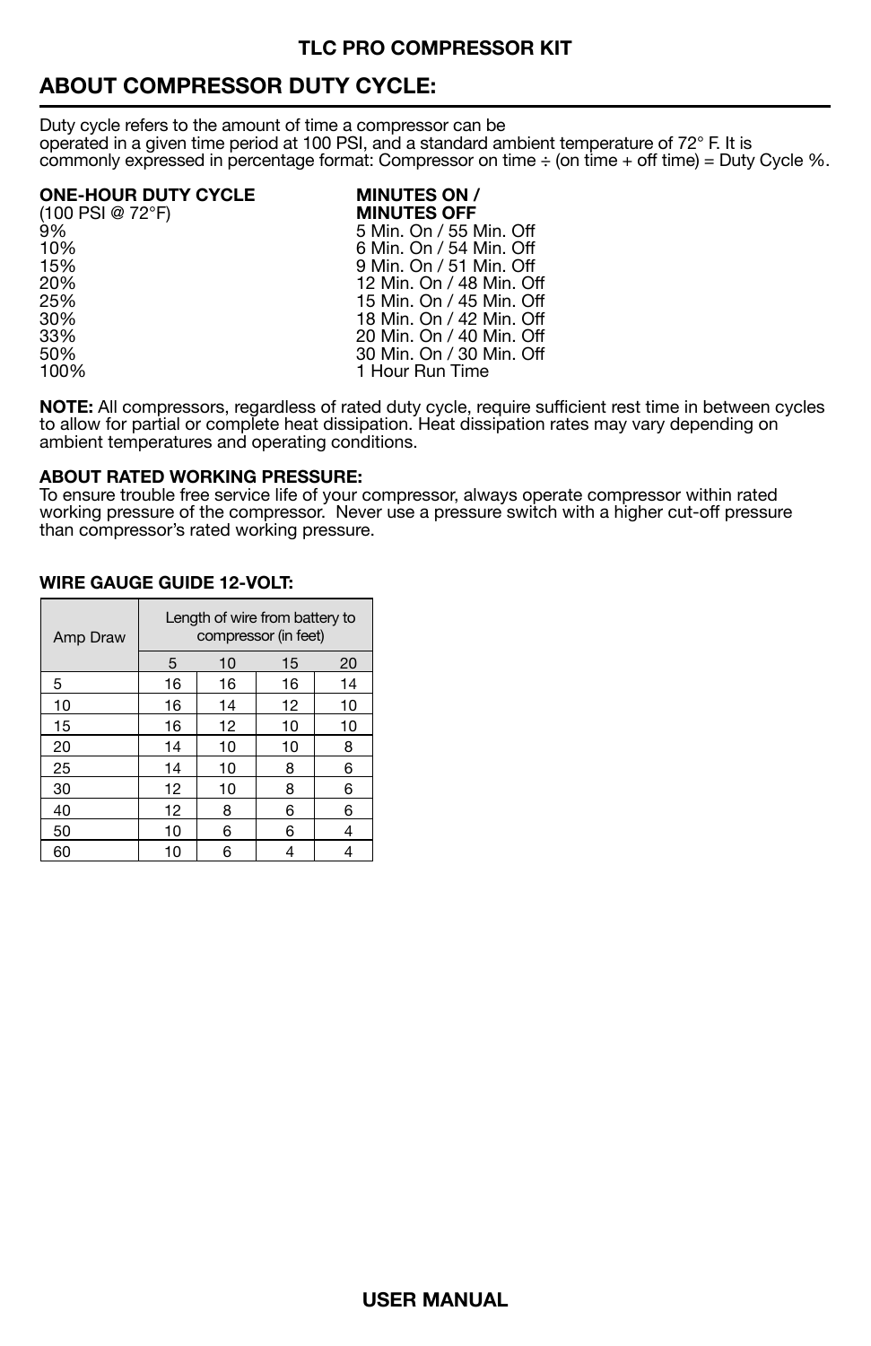## ABOUT COMPRESSOR DUTY CYCLE:

Duty cycle refers to the amount of time a compressor can be operated in a given time period at 100 PSI, and a standard ambient temperature of 72° F. It is commonly expressed in percentage format: Compressor on time ÷ (on time + off time) = Duty Cycle %.

| ONE-HOUR DUTY CYCLE (100 PSI @ 72°F) | MINUTES ON / MINUTES OFF |
|---|---|
| 9% | 5 Min. On / 55 Min. Off |
| 10% | 6 Min. On / 54 Min. Off |
| 15% | 9 Min. On / 51 Min. Off |
| 20% | 12 Min. On / 48 Min. Off |
| 25% | 15 Min. On / 45 Min. Off |
| 30% | 18 Min. On / 42 Min. Off |
| 33% | 20 Min. On / 40 Min. Off |
| 50% | 30 Min. On / 30 Min. Off |
| 100% | 1 Hour Run Time |

**NOTE:** All compressors, regardless of rated duty cycle, require sufficient rest time in between cycles to allow for partial or complete heat dissipation. Heat dissipation rates may vary depending on ambient temperatures and operating conditions.

**ABOUT RATED WORKING PRESSURE:**
To ensure trouble free service life of your compressor, always operate compressor within rated working pressure of the compressor. Never use a pressure switch with a higher cut-off pressure than compressor's rated working pressure.

**WIRE GAUGE GUIDE 12-VOLT:**

| Amp Draw | Length of wire from battery to compressor (in feet) | | | |
|---|---|---|---|---|
| | 5 | 10 | 15 | 20 |
| 5 | 16 | 16 | 16 | 14 |
| 10 | 16 | 14 | 12 | 10 |
| 15 | 16 | 12 | 10 | 10 |
| 20 | 14 | 10 | 10 | 8 |
| 25 | 14 | 10 | 8 | 6 |
| 30 | 12 | 10 | 8 | 6 |
| 40 | 12 | 8 | 6 | 6 |
| 50 | 10 | 6 | 6 | 4 |
| 60 | 10 | 6 | 4 | 4 |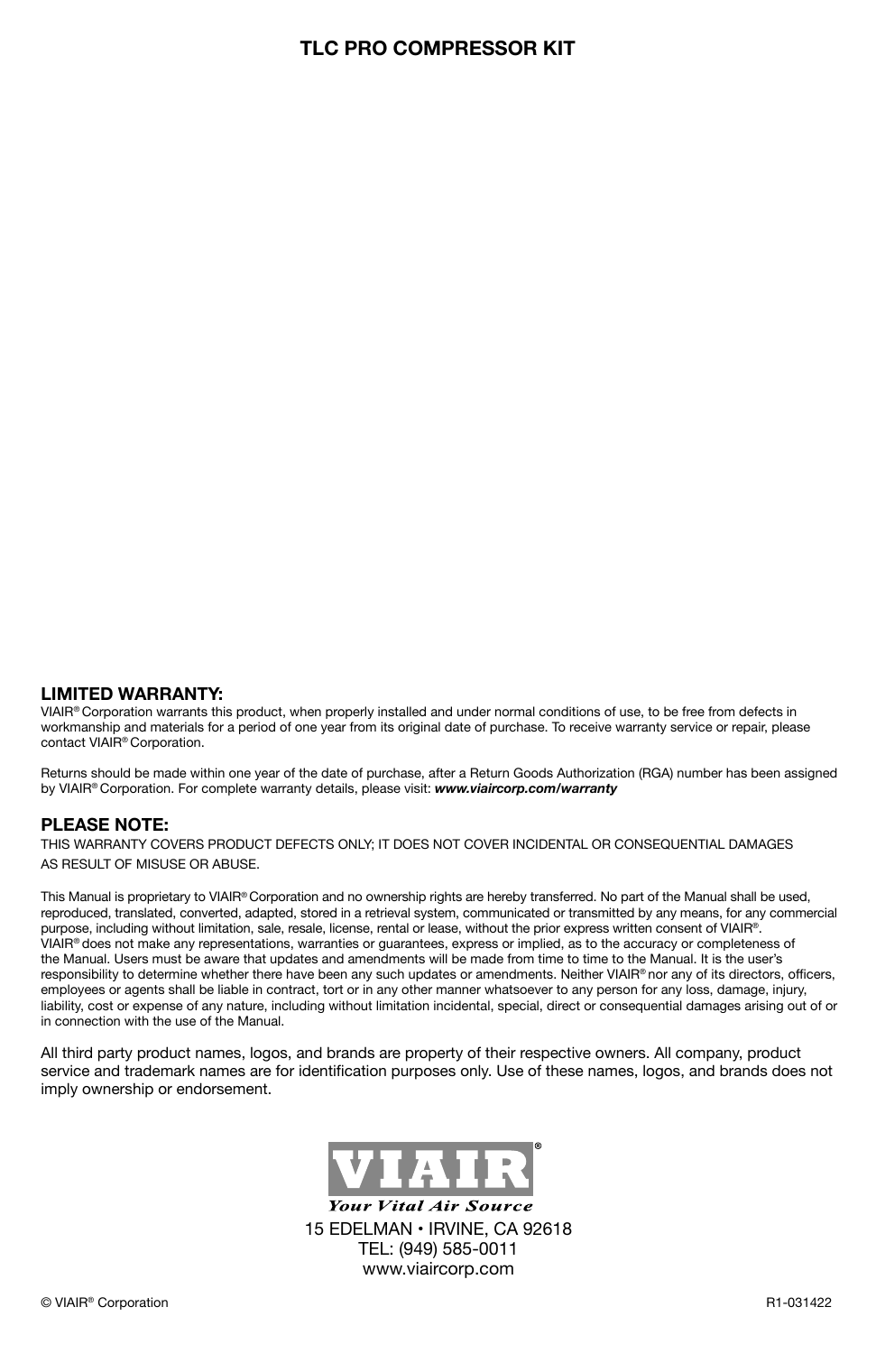# TLC PRO COMPRESSOR KIT

**LIMITED WARRANTY:**

VIAIR® Corporation warrants this product, when properly installed and under normal conditions of use, to be free from defects in workmanship and materials for a period of one year from its original date of purchase. To receive warranty service or repair, please contact VIAIR® Corporation.

Returns should be made within one year of the date of purchase, after a Return Goods Authorization (RGA) number has been assigned by VIAIR® Corporation. For complete warranty details, please visit: ***www.viaircorp.com/warranty***

**PLEASE NOTE:**

THIS WARRANTY COVERS PRODUCT DEFECTS ONLY; IT DOES NOT COVER INCIDENTAL OR CONSEQUENTIAL DAMAGES AS RESULT OF MISUSE OR ABUSE.

This Manual is proprietary to VIAIR® Corporation and no ownership rights are hereby transferred. No part of the Manual shall be used, reproduced, translated, converted, adapted, stored in a retrieval system, communicated or transmitted by any means, for any commercial purpose, including without limitation, sale, resale, license, rental or lease, without the prior express written consent of VIAIR®. VIAIR® does not make any representations, warranties or guarantees, express or implied, as to the accuracy or completeness of the Manual. Users must be aware that updates and amendments will be made from time to time to the Manual. It is the user's responsibility to determine whether there have been any such updates or amendments. Neither VIAIR® nor any of its directors, officers, employees or agents shall be liable in contract, tort or in any other manner whatsoever to any person for any loss, damage, injury, liability, cost or expense of any nature, including without limitation incidental, special, direct or consequential damages arising out of or in connection with the use of the Manual.

All third party product names, logos, and brands are property of their respective owners. All company, product service and trademark names are for identification purposes only. Use of these names, logos, and brands does not imply ownership or endorsement.

VIAIR®
*Your Vital Air Source*

15 EDELMAN • IRVINE, CA 92618
TEL: (949) 585-0011
www.viaircorp.com

© VIAIR® Corporation

R1-031422